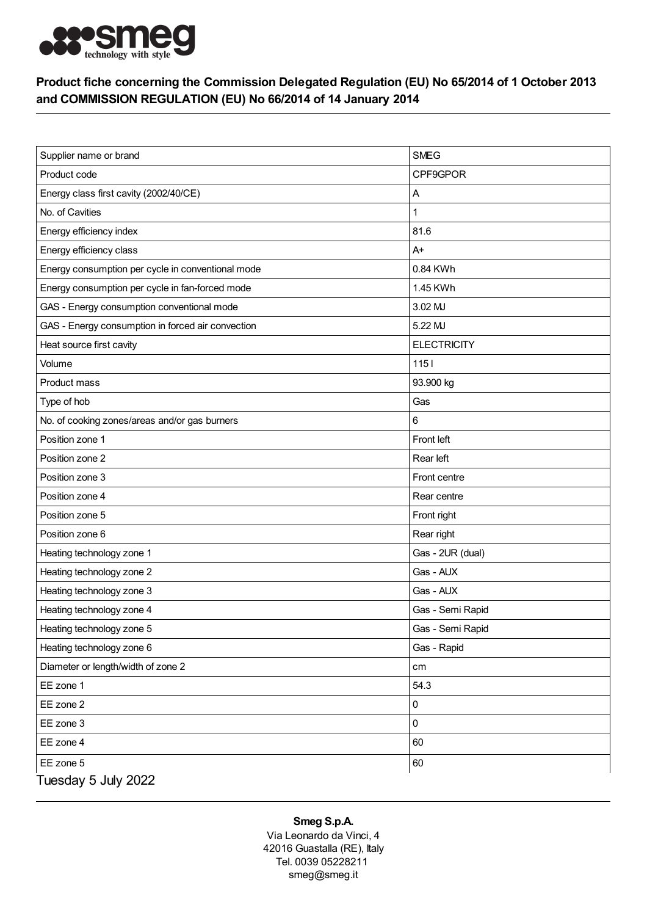## Product fiche concerning the Commission Delegated Regulation (EU) No 65/2014 of 1 October 2013 and COMMISSION REGULATION (EU) No 66/2014 of 14 January 2014

| | |
|---|---|
| Supplier name or brand | SMEG |
| Product code | CPF9GPOR |
| Energy class first cavity (2002/40/CE) | A |
| No. of Cavities | 1 |
| Energy efficiency index | 81.6 |
| Energy efficiency class | A+ |
| Energy consumption per cycle in conventional mode | 0.84 KWh |
| Energy consumption per cycle in fan-forced mode | 1.45 KWh |
| GAS - Energy consumption conventional mode | 3.02 MJ |
| GAS - Energy consumption in forced air convection | 5.22 MJ |
| Heat source first cavity | ELECTRICITY |
| Volume | 115 l |
| Product mass | 93.900 kg |
| Type of hob | Gas |
| No. of cooking zones/areas and/or gas burners | 6 |
| Position zone 1 | Front left |
| Position zone 2 | Rear left |
| Position zone 3 | Front centre |
| Position zone 4 | Rear centre |
| Position zone 5 | Front right |
| Position zone 6 | Rear right |
| Heating technology zone 1 | Gas - 2UR (dual) |
| Heating technology zone 2 | Gas - AUX |
| Heating technology zone 3 | Gas - AUX |
| Heating technology zone 4 | Gas - Semi Rapid |
| Heating technology zone 5 | Gas - Semi Rapid |
| Heating technology zone 6 | Gas - Rapid |
| Diameter or length/width of zone 2 | cm |
| EE zone 1 | 54.3 |
| EE zone 2 | 0 |
| EE zone 3 | 0 |
| EE zone 4 | 60 |
| EE zone 5 | 60 |

Tuesday 5 July 2022

**Smeg S.p.A.**
Via Leonardo da Vinci, 4
42016 Guastalla (RE), Italy
Tel. 0039 05228211
smeg@smeg.it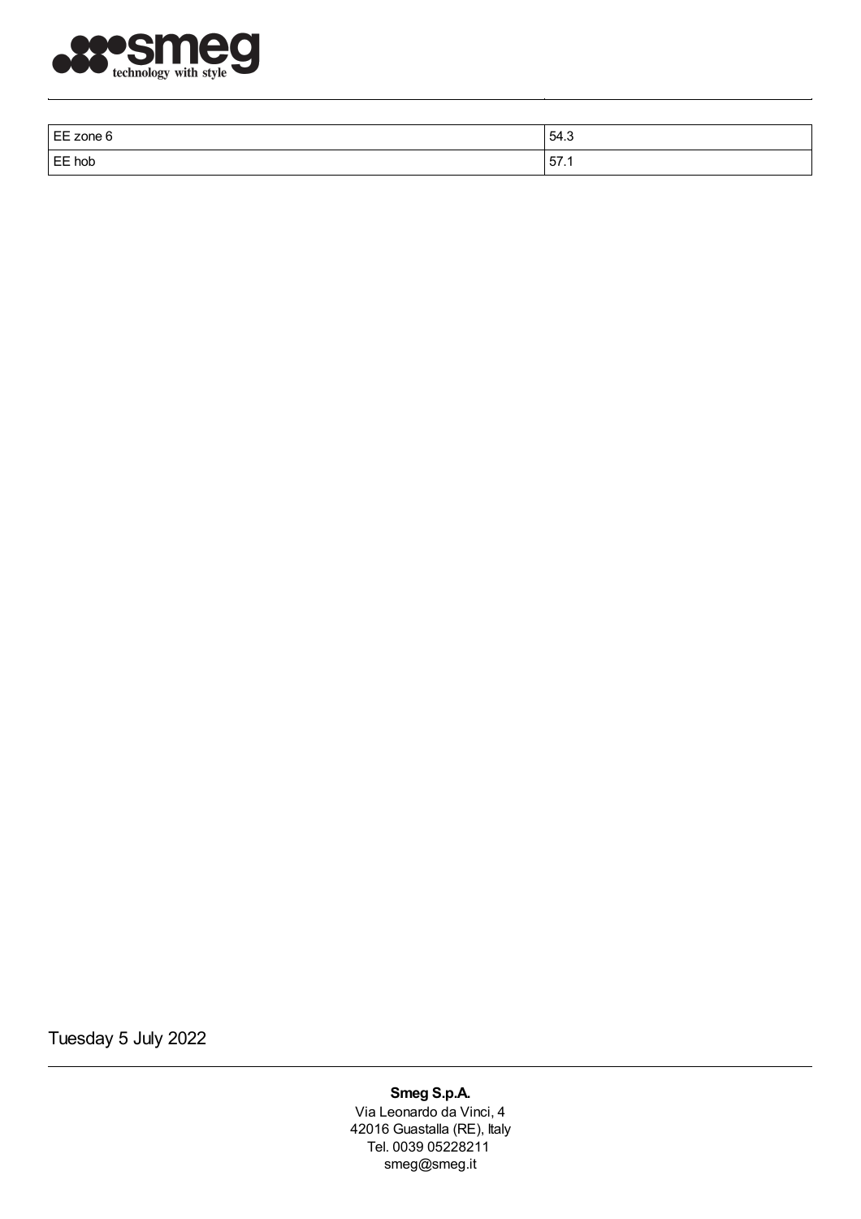| | |
|---|---|
| EE zone 6 | 54.3 |
| EE hob | 57.1 |

Tuesday 5 July 2022

**Smeg S.p.A.**
Via Leonardo da Vinci, 4
42016 Guastalla (RE), Italy
Tel. 0039 05228211
smeg@smeg.it